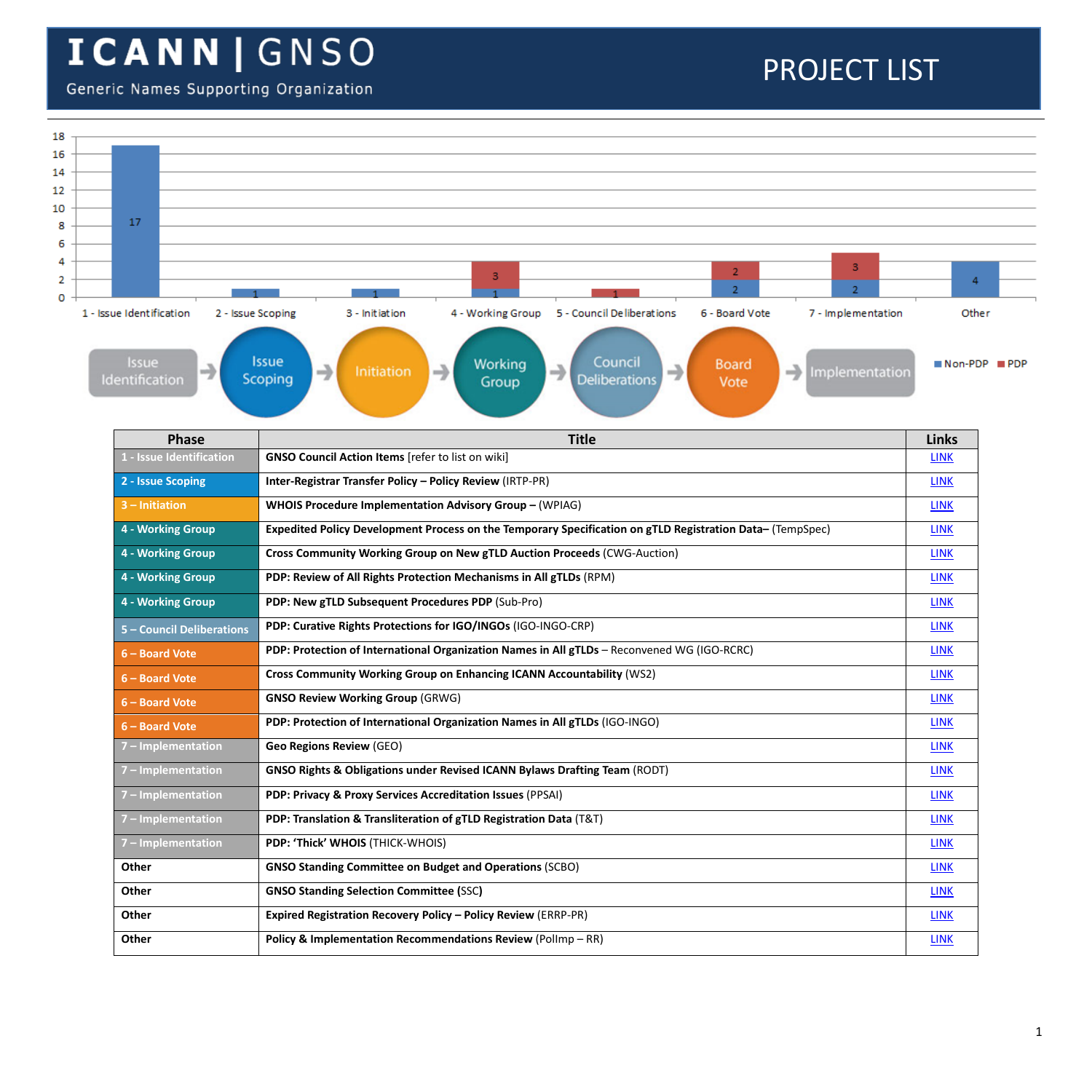# ICANN | GNSO

Generic Names Supporting Organization

# PROJECT LIST

| Phase | Title | Links |
|---|---|---|
| 1 - Issue Identification | **GNSO Council Action Items** [refer to list on wiki] | LINK |
| 2 - Issue Scoping | **Inter-Registrar Transfer Policy – Policy Review** (IRTP-PR) | LINK |
| 3 – Initiation | **WHOIS Procedure Implementation Advisory Group** – (WPIAG) | LINK |
| 4 - Working Group | **Expedited Policy Development Process on the Temporary Specification on gTLD Registration Data**– (TempSpec) | LINK |
| 4 - Working Group | **Cross Community Working Group on New gTLD Auction Proceeds** (CWG-Auction) | LINK |
| 4 - Working Group | **PDP: Review of All Rights Protection Mechanisms in All gTLDs** (RPM) | LINK |
| 4 - Working Group | **PDP: New gTLD Subsequent Procedures PDP** (Sub-Pro) | LINK |
| 5 – Council Deliberations | **PDP: Curative Rights Protections for IGO/INGOs** (IGO-INGO-CRP) | LINK |
| 6 – Board Vote | **PDP: Protection of International Organization Names in All gTLDs** – Reconvened WG (IGO-RCRC) | LINK |
| 6 – Board Vote | **Cross Community Working Group on Enhancing ICANN Accountability** (WS2) | LINK |
| 6 – Board Vote | **GNSO Review Working Group** (GRWG) | LINK |
| 6 – Board Vote | **PDP: Protection of International Organization Names in All gTLDs** (IGO-INGO) | LINK |
| 7 – Implementation | **Geo Regions Review** (GEO) | LINK |
| 7 – Implementation | **GNSO Rights & Obligations under Revised ICANN Bylaws Drafting Team** (RODT) | LINK |
| 7 – Implementation | **PDP: Privacy & Proxy Services Accreditation Issues** (PPSAI) | LINK |
| 7 – Implementation | **PDP: Translation & Transliteration of gTLD Registration Data** (T&T) | LINK |
| 7 – Implementation | **PDP: 'Thick' WHOIS** (THICK-WHOIS) | LINK |
| Other | **GNSO Standing Committee on Budget and Operations** (SCBO) | LINK |
| Other | **GNSO Standing Selection Committee** (SSC) | LINK |
| Other | **Expired Registration Recovery Policy – Policy Review** (ERRP-PR) | LINK |
| Other | **Policy & Implementation Recommendations Review** (PolImp – RR) | LINK |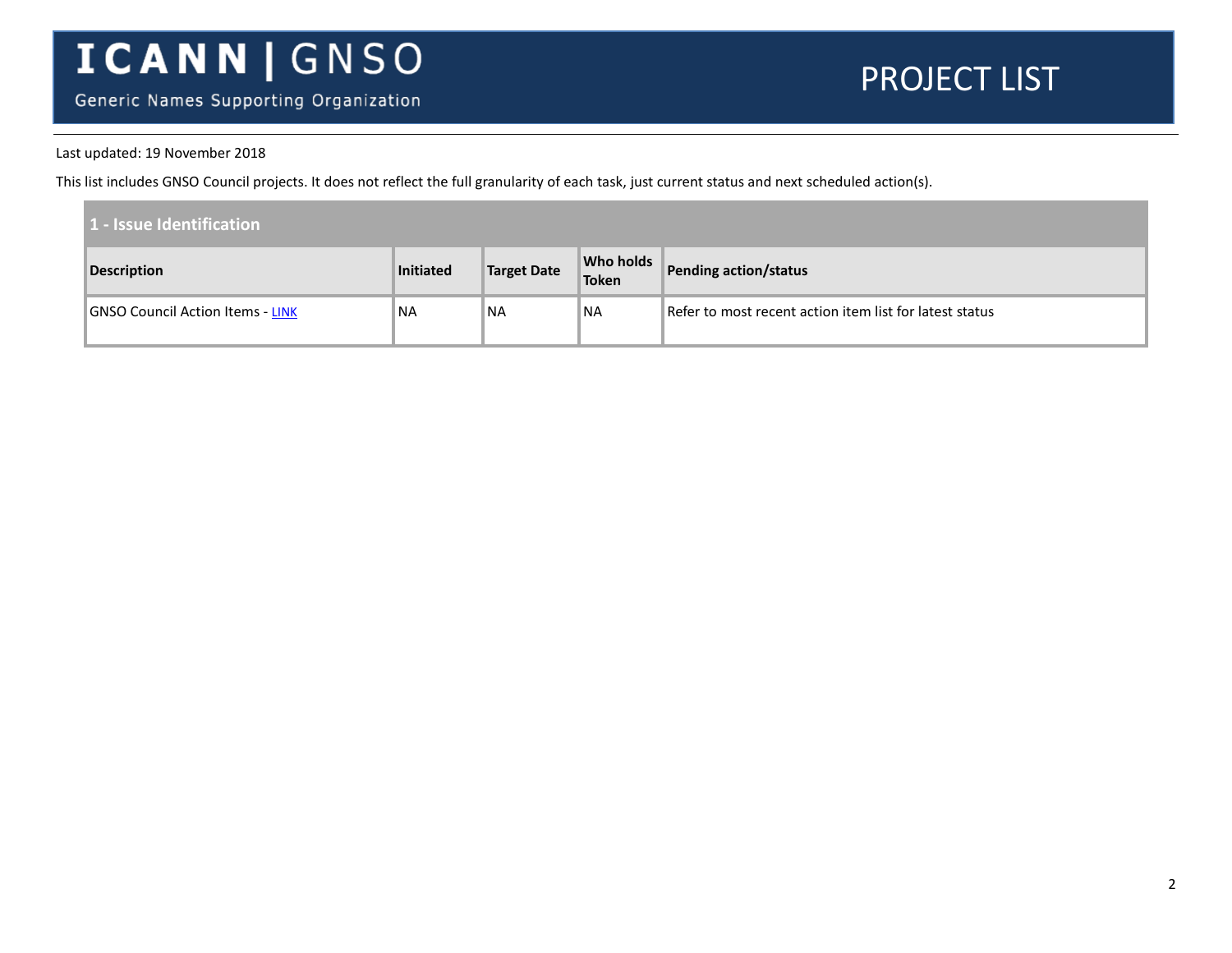# ICANN | GNSO

Generic Names Supporting Organization

# PROJECT LIST

Last updated: 19 November 2018

This list includes GNSO Council projects. It does not reflect the full granularity of each task, just current status and next scheduled action(s).

## 1 - Issue Identification

| Description | Initiated | Target Date | Who holds Token | Pending action/status |
|---|---|---|---|---|
| GNSO Council Action Items - LINK | NA | NA | NA | Refer to most recent action item list for latest status |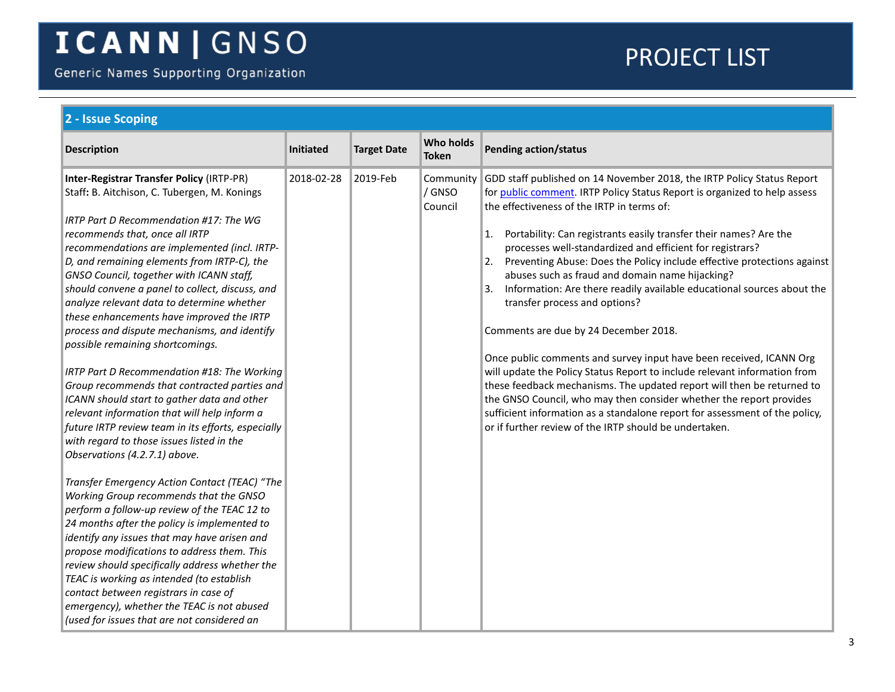## 2 - Issue Scoping

| Description | Initiated | Target Date | Who holds Token | Pending action/status |
|---|---|---|---|---|
| **Inter-Registrar Transfer Policy** (IRTP-PR)<br>Staff**:** B. Aitchison, C. Tubergen, M. Konings<br><br>*IRTP Part D Recommendation #17: The WG recommends that, once all IRTP recommendations are implemented (incl. IRTP-D, and remaining elements from IRTP-C), the GNSO Council, together with ICANN staff, should convene a panel to collect, discuss, and analyze relevant data to determine whether these enhancements have improved the IRTP process and dispute mechanisms, and identify possible remaining shortcomings.*<br><br>*IRTP Part D Recommendation #18: The Working Group recommends that contracted parties and ICANN should start to gather data and other relevant information that will help inform a future IRTP review team in its efforts, especially with regard to those issues listed in the Observations (4.2.7.1) above.*<br><br>*Transfer Emergency Action Contact (TEAC) "The Working Group recommends that the GNSO perform a follow-up review of the TEAC 12 to 24 months after the policy is implemented to identify any issues that may have arisen and propose modifications to address them. This review should specifically address whether the TEAC is working as intended (to establish contact between registrars in case of emergency), whether the TEAC is not abused (used for issues that are not considered an* | 2018-02-28 | 2019-Feb | Community / GNSO Council | GDD staff published on 14 November 2018, the IRTP Policy Status Report for public comment. IRTP Policy Status Report is organized to help assess the effectiveness of the IRTP in terms of:<br><br>1. Portability: Can registrants easily transfer their names? Are the processes well-standardized and efficient for registrars?<br>2. Preventing Abuse: Does the Policy include effective protections against abuses such as fraud and domain name hijacking?<br>3. Information: Are there readily available educational sources about the transfer process and options?<br><br>Comments are due by 24 December 2018.<br><br>Once public comments and survey input have been received, ICANN Org will update the Policy Status Report to include relevant information from these feedback mechanisms. The updated report will then be returned to the GNSO Council, who may then consider whether the report provides sufficient information as a standalone report for assessment of the policy, or if further review of the IRTP should be undertaken. |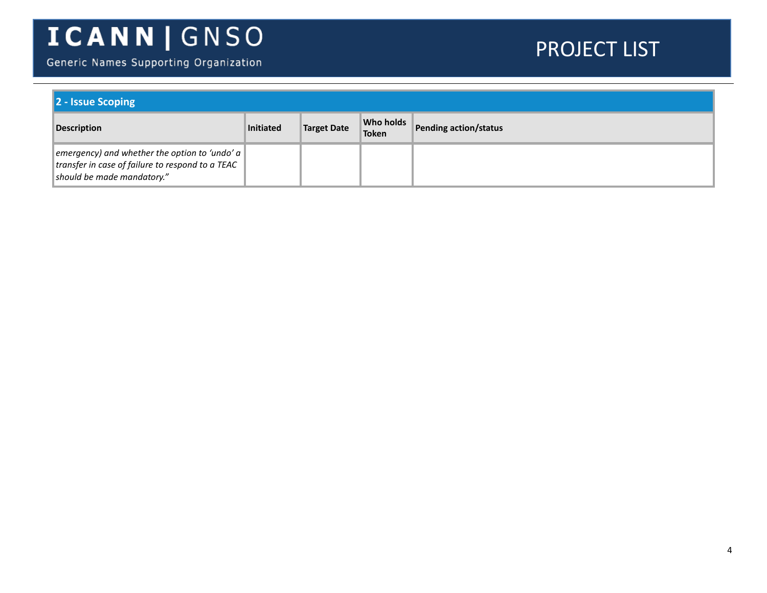| 2 - Issue Scoping | | | | |
|---|---|---|---|---|
| **Description** | **Initiated** | **Target Date** | **Who holds Token** | **Pending action/status** |
| *emergency) and whether the option to 'undo' a transfer in case of failure to respond to a TEAC should be made mandatory."* | | | | |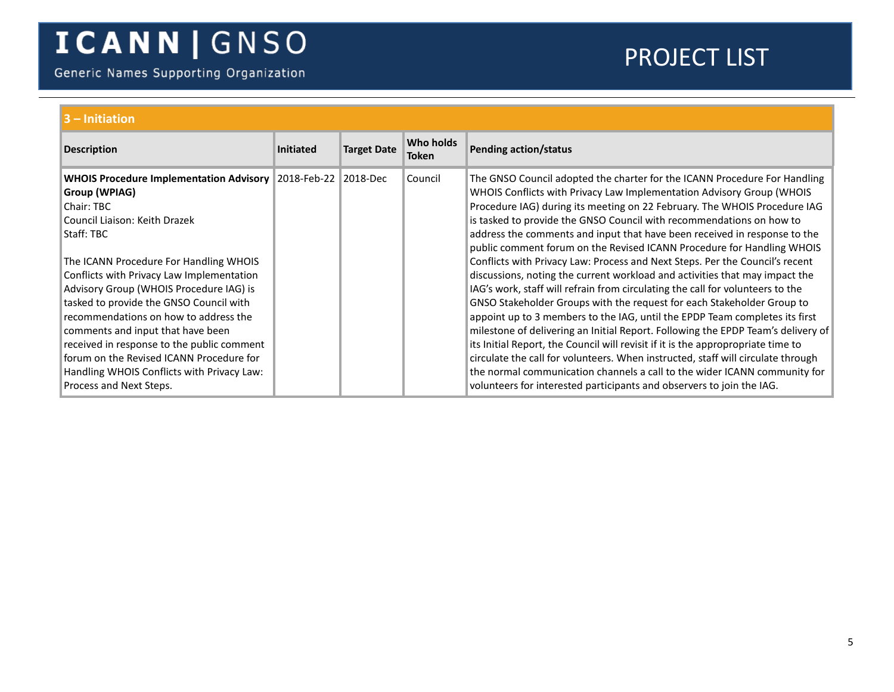## 3 – Initiation

| Description | Initiated | Target Date | Who holds Token | Pending action/status |
|---|---|---|---|---|
| **WHOIS Procedure Implementation Advisory Group (WPIAG)**<br>Chair: TBC<br>Council Liaison: Keith Drazek<br>Staff: TBC<br><br>The ICANN Procedure For Handling WHOIS Conflicts with Privacy Law Implementation Advisory Group (WHOIS Procedure IAG) is tasked to provide the GNSO Council with recommendations on how to address the comments and input that have been received in response to the public comment forum on the Revised ICANN Procedure for Handling WHOIS Conflicts with Privacy Law: Process and Next Steps. | 2018-Feb-22 | 2018-Dec | Council | The GNSO Council adopted the charter for the ICANN Procedure For Handling WHOIS Conflicts with Privacy Law Implementation Advisory Group (WHOIS Procedure IAG) during its meeting on 22 February. The WHOIS Procedure IAG is tasked to provide the GNSO Council with recommendations on how to address the comments and input that have been received in response to the public comment forum on the Revised ICANN Procedure for Handling WHOIS Conflicts with Privacy Law: Process and Next Steps. Per the Council's recent discussions, noting the current workload and activities that may impact the IAG's work, staff will refrain from circulating the call for volunteers to the GNSO Stakeholder Groups with the request for each Stakeholder Group to appoint up to 3 members to the IAG, until the EPDP Team completes its first milestone of delivering an Initial Report. Following the EPDP Team's delivery of its Initial Report, the Council will revisit if it is the appropriate time to circulate the call for volunteers. When instructed, staff will circulate through the normal communication channels a call to the wider ICANN community for volunteers for interested participants and observers to join the IAG. |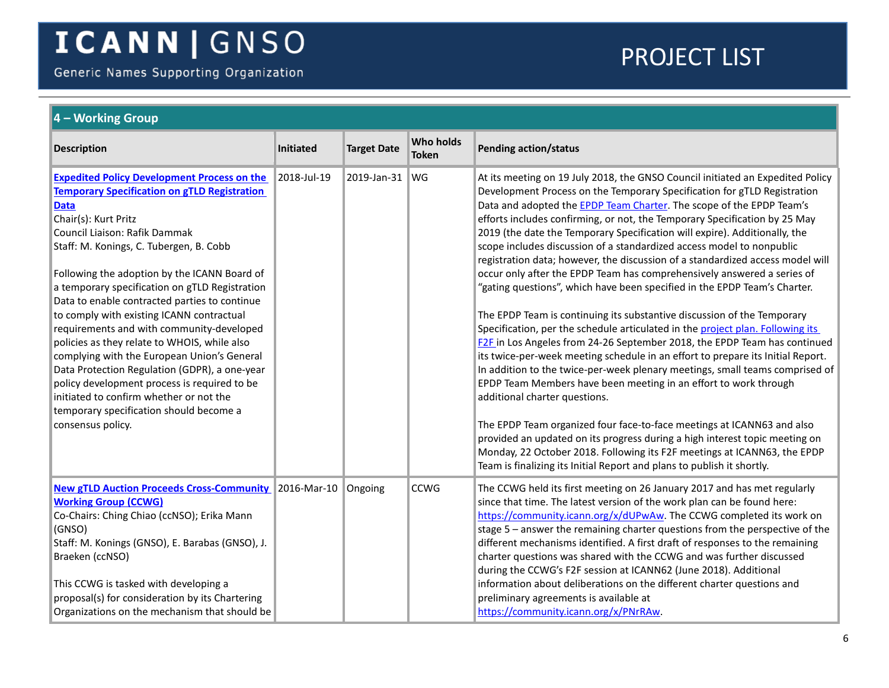# ICANN | GNSO

Generic Names Supporting Organization

# PROJECT LIST

## 4 – Working Group

| Description | Initiated | Target Date | Who holds Token | Pending action/status |
|---|---|---|---|---|
| **Expedited Policy Development Process on the Temporary Specification on gTLD Registration Data**<br>Chair(s): Kurt Pritz<br>Council Liaison: Rafik Dammak<br>Staff: M. Konings, C. Tubergen, B. Cobb<br><br>Following the adoption by the ICANN Board of a temporary specification on gTLD Registration Data to enable contracted parties to continue to comply with existing ICANN contractual requirements and with community-developed policies as they relate to WHOIS, while also complying with the European Union's General Data Protection Regulation (GDPR), a one-year policy development process is required to be initiated to confirm whether or not the temporary specification should become a consensus policy. | 2018-Jul-19 | 2019-Jan-31 | WG | At its meeting on 19 July 2018, the GNSO Council initiated an Expedited Policy Development Process on the Temporary Specification for gTLD Registration Data and adopted the EPDP Team Charter. The scope of the EPDP Team's efforts includes confirming, or not, the Temporary Specification by 25 May 2019 (the date the Temporary Specification will expire). Additionally, the scope includes discussion of a standardized access model to nonpublic registration data; however, the discussion of a standardized access model will occur only after the EPDP Team has comprehensively answered a series of "gating questions", which have been specified in the EPDP Team's Charter.<br><br>The EPDP Team is continuing its substantive discussion of the Temporary Specification, per the schedule articulated in the project plan. Following its F2F in Los Angeles from 24-26 September 2018, the EPDP Team has continued its twice-per-week meeting schedule in an effort to prepare its Initial Report. In addition to the twice-per-week plenary meetings, small teams comprised of EPDP Team Members have been meeting in an effort to work through additional charter questions.<br><br>The EPDP Team organized four face-to-face meetings at ICANN63 and also provided an updated on its progress during a high interest topic meeting on Monday, 22 October 2018. Following its F2F meetings at ICANN63, the EPDP Team is finalizing its Initial Report and plans to publish it shortly. |
| **New gTLD Auction Proceeds Cross-Community Working Group (CCWG)**<br>Co-Chairs: Ching Chiao (ccNSO); Erika Mann (GNSO)<br>Staff: M. Konings (GNSO), E. Barabas (GNSO), J. Braeken (ccNSO)<br><br>This CCWG is tasked with developing a proposal(s) for consideration by its Chartering Organizations on the mechanism that should be | 2016-Mar-10 | Ongoing | CCWG | The CCWG held its first meeting on 26 January 2017 and has met regularly since that time. The latest version of the work plan can be found here: https://community.icann.org/x/dUPwAw. The CCWG completed its work on stage 5 – answer the remaining charter questions from the perspective of the different mechanisms identified. A first draft of responses to the remaining charter questions was shared with the CCWG and was further discussed during the CCWG's F2F session at ICANN62 (June 2018). Additional information about deliberations on the different charter questions and preliminary agreements is available at https://community.icann.org/x/PNrRAw. |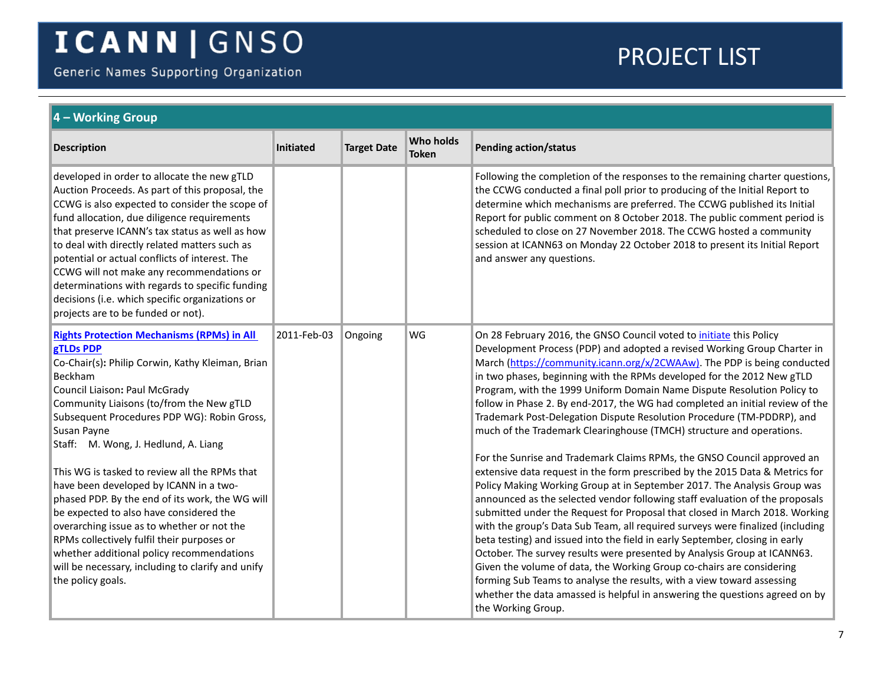## 4 – Working Group

| Description | Initiated | Target Date | Who holds Token | Pending action/status |
|---|---|---|---|---|
| developed in order to allocate the new gTLD Auction Proceeds. As part of this proposal, the CCWG is also expected to consider the scope of fund allocation, due diligence requirements that preserve ICANN's tax status as well as how to deal with directly related matters such as potential or actual conflicts of interest. The CCWG will not make any recommendations or determinations with regards to specific funding decisions (i.e. which specific organizations or projects are to be funded or not). | | | | Following the completion of the responses to the remaining charter questions, the CCWG conducted a final poll prior to producing of the Initial Report to determine which mechanisms are preferred. The CCWG published its Initial Report for public comment on 8 October 2018. The public comment period is scheduled to close on 27 November 2018. The CCWG hosted a community session at ICANN63 on Monday 22 October 2018 to present its Initial Report and answer any questions. |
| **Rights Protection Mechanisms (RPMs) in All gTLDs PDP**<br>Co-Chair(s)**:** Philip Corwin, Kathy Kleiman, Brian Beckham<br>Council Liaison**:** Paul McGrady<br>Community Liaisons (to/from the New gTLD Subsequent Procedures PDP WG): Robin Gross, Susan Payne<br>Staff: M. Wong, J. Hedlund, A. Liang<br><br>This WG is tasked to review all the RPMs that have been developed by ICANN in a two-phased PDP. By the end of its work, the WG will be expected to also have considered the overarching issue as to whether or not the RPMs collectively fulfil their purposes or whether additional policy recommendations will be necessary, including to clarify and unify the policy goals. | 2011-Feb-03 | Ongoing | WG | On 28 February 2016, the GNSO Council voted to initiate this Policy Development Process (PDP) and adopted a revised Working Group Charter in March (https://community.icann.org/x/2CWAAw). The PDP is being conducted in two phases, beginning with the RPMs developed for the 2012 New gTLD Program, with the 1999 Uniform Domain Name Dispute Resolution Policy to follow in Phase 2. By end-2017, the WG had completed an initial review of the Trademark Post-Delegation Dispute Resolution Procedure (TM-PDDRP), and much of the Trademark Clearinghouse (TMCH) structure and operations.<br><br>For the Sunrise and Trademark Claims RPMs, the GNSO Council approved an extensive data request in the form prescribed by the 2015 Data & Metrics for Policy Making Working Group at in September 2017. The Analysis Group was announced as the selected vendor following staff evaluation of the proposals submitted under the Request for Proposal that closed in March 2018. Working with the group's Data Sub Team, all required surveys were finalized (including beta testing) and issued into the field in early September, closing in early October. The survey results were presented by Analysis Group at ICANN63. Given the volume of data, the Working Group co-chairs are considering forming Sub Teams to analyse the results, with a view toward assessing whether the data amassed is helpful in answering the questions agreed on by the Working Group. |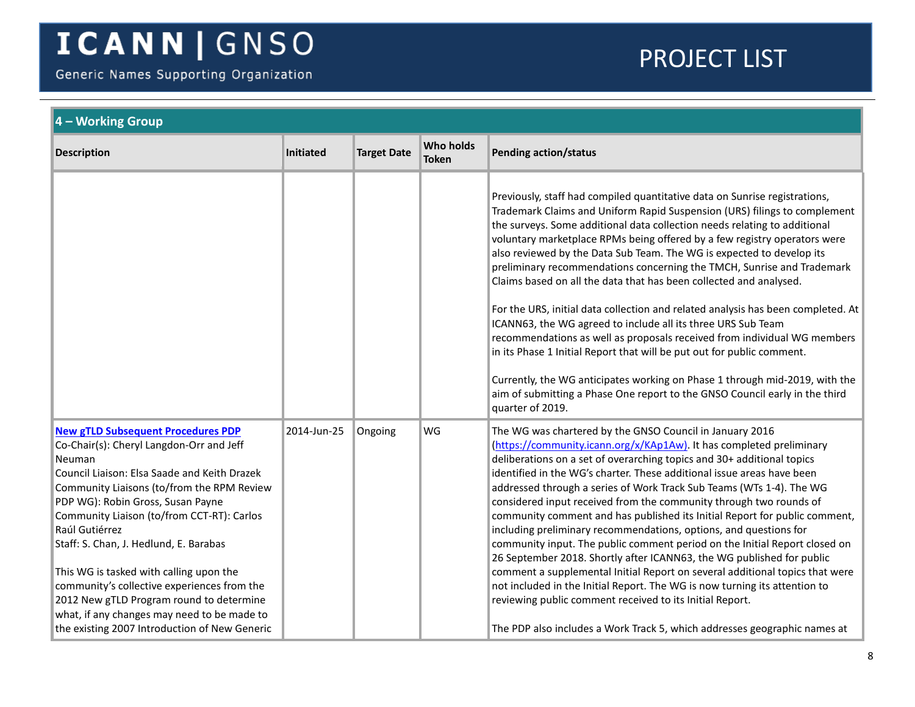## 4 – Working Group

| Description | Initiated | Target Date | Who holds Token | Pending action/status |
|---|---|---|---|---|
| | | | | Previously, staff had compiled quantitative data on Sunrise registrations, Trademark Claims and Uniform Rapid Suspension (URS) filings to complement the surveys. Some additional data collection needs relating to additional voluntary marketplace RPMs being offered by a few registry operators were also reviewed by the Data Sub Team. The WG is expected to develop its preliminary recommendations concerning the TMCH, Sunrise and Trademark Claims based on all the data that has been collected and analysed.<br><br>For the URS, initial data collection and related analysis has been completed. At ICANN63, the WG agreed to include all its three URS Sub Team recommendations as well as proposals received from individual WG members in its Phase 1 Initial Report that will be put out for public comment.<br><br>Currently, the WG anticipates working on Phase 1 through mid-2019, with the aim of submitting a Phase One report to the GNSO Council early in the third quarter of 2019. |
| **[New gTLD Subsequent Procedures PDP]()**<br>Co-Chair(s): Cheryl Langdon-Orr and Jeff Neuman<br>Council Liaison: Elsa Saade and Keith Drazek<br>Community Liaisons (to/from the RPM Review PDP WG): Robin Gross, Susan Payne<br>Community Liaison (to/from CCT-RT): Carlos Raúl Gutiérrez<br>Staff: S. Chan, J. Hedlund, E. Barabas<br><br>This WG is tasked with calling upon the community's collective experiences from the 2012 New gTLD Program round to determine what, if any changes may need to be made to the existing 2007 Introduction of New Generic | 2014-Jun-25 | Ongoing | WG | The WG was chartered by the GNSO Council in January 2016 ([https://community.icann.org/x/KAp1Aw](https://community.icann.org/x/KAp1Aw)). It has completed preliminary deliberations on a set of overarching topics and 30+ additional topics identified in the WG's charter. These additional issue areas have been addressed through a series of Work Track Sub Teams (WTs 1-4). The WG considered input received from the community through two rounds of community comment and has published its Initial Report for public comment, including preliminary recommendations, options, and questions for community input. The public comment period on the Initial Report closed on 26 September 2018. Shortly after ICANN63, the WG published for public comment a supplemental Initial Report on several additional topics that were not included in the Initial Report. The WG is now turning its attention to reviewing public comment received to its Initial Report.<br><br>The PDP also includes a Work Track 5, which addresses geographic names at |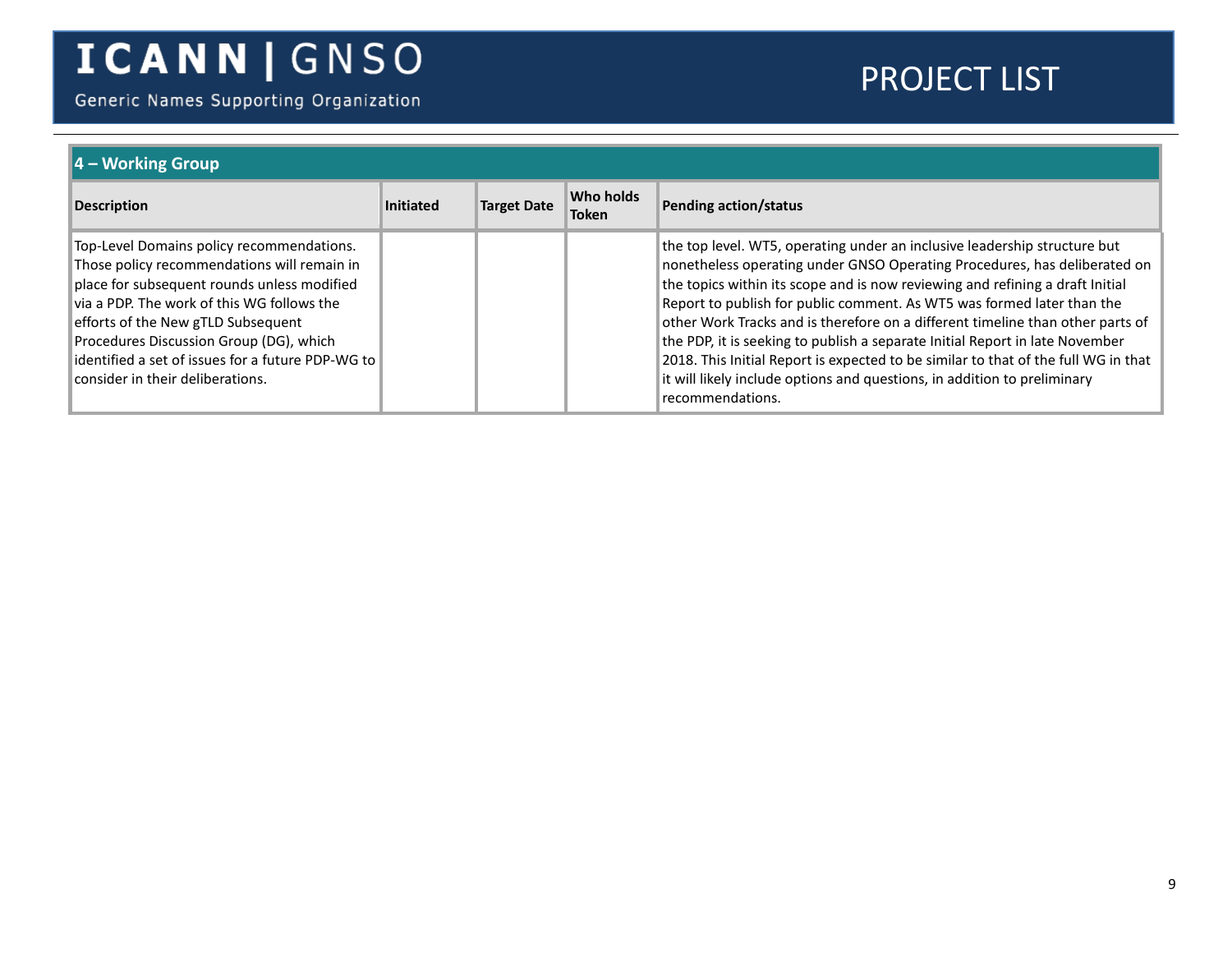| 4 – Working Group | | | | |
| --- | --- | --- | --- | --- |
| **Description** | **Initiated** | **Target Date** | **Who holds Token** | **Pending action/status** |
| Top-Level Domains policy recommendations. Those policy recommendations will remain in place for subsequent rounds unless modified via a PDP. The work of this WG follows the efforts of the New gTLD Subsequent Procedures Discussion Group (DG), which identified a set of issues for a future PDP-WG to consider in their deliberations. | | | | the top level. WT5, operating under an inclusive leadership structure but nonetheless operating under GNSO Operating Procedures, has deliberated on the topics within its scope and is now reviewing and refining a draft Initial Report to publish for public comment. As WT5 was formed later than the other Work Tracks and is therefore on a different timeline than other parts of the PDP, it is seeking to publish a separate Initial Report in late November 2018. This Initial Report is expected to be similar to that of the full WG in that it will likely include options and questions, in addition to preliminary recommendations. |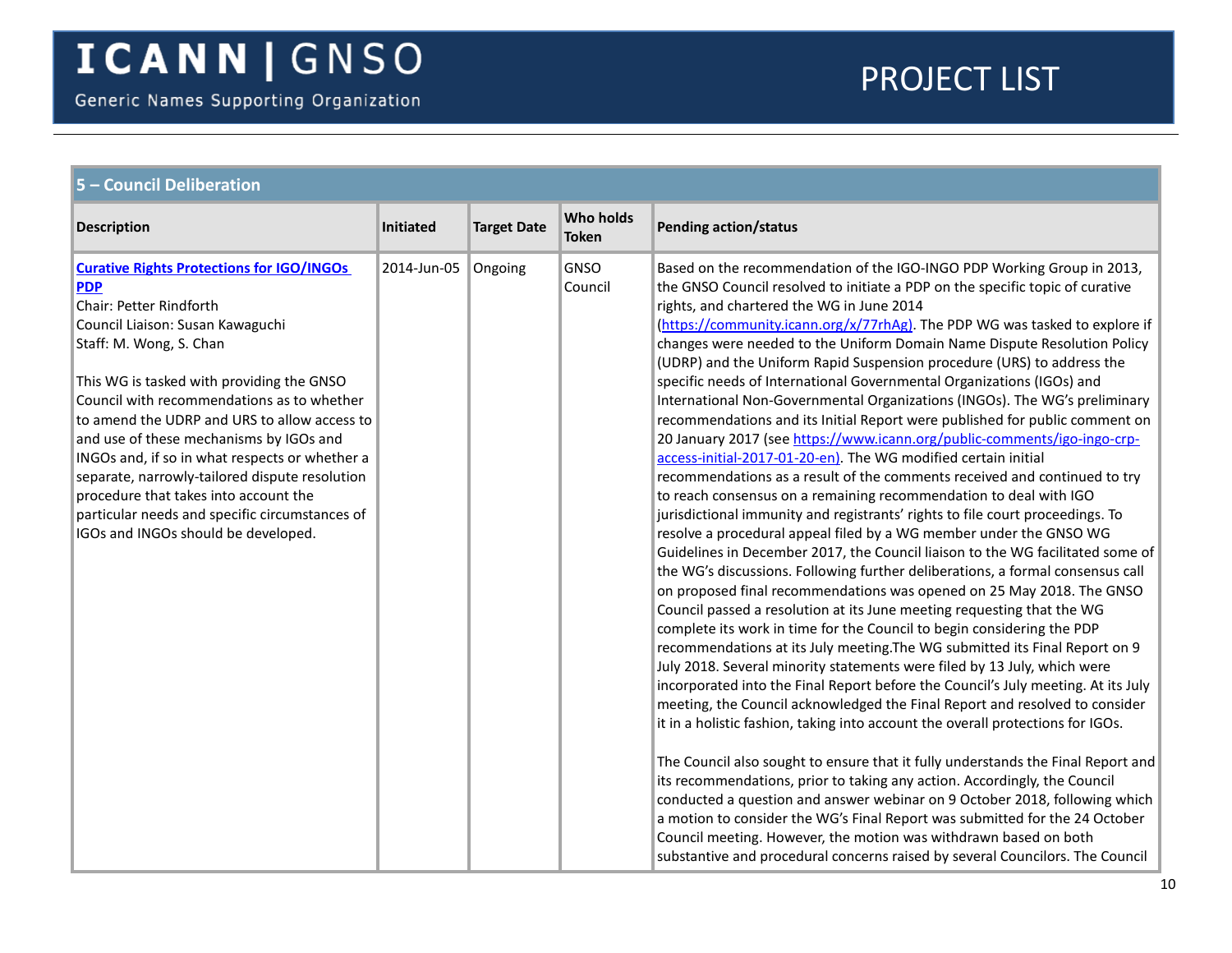## 5 – Council Deliberation

| Description | Initiated | Target Date | Who holds Token | Pending action/status |
|---|---|---|---|---|
| **Curative Rights Protections for IGO/INGOs PDP**<br>Chair: Petter Rindforth<br>Council Liaison: Susan Kawaguchi<br>Staff: M. Wong, S. Chan<br><br>This WG is tasked with providing the GNSO Council with recommendations as to whether to amend the UDRP and URS to allow access to and use of these mechanisms by IGOs and INGOs and, if so in what respects or whether a separate, narrowly-tailored dispute resolution procedure that takes into account the particular needs and specific circumstances of IGOs and INGOs should be developed. | 2014-Jun-05 | Ongoing | GNSO Council | Based on the recommendation of the IGO-INGO PDP Working Group in 2013, the GNSO Council resolved to initiate a PDP on the specific topic of curative rights, and chartered the WG in June 2014 (https://community.icann.org/x/77rhAg). The PDP WG was tasked to explore if changes were needed to the Uniform Domain Name Dispute Resolution Policy (UDRP) and the Uniform Rapid Suspension procedure (URS) to address the specific needs of International Governmental Organizations (IGOs) and International Non-Governmental Organizations (INGOs). The WG's preliminary recommendations and its Initial Report were published for public comment on 20 January 2017 (see https://www.icann.org/public-comments/igo-ingo-crp-access-initial-2017-01-20-en). The WG modified certain initial recommendations as a result of the comments received and continued to try to reach consensus on a remaining recommendation to deal with IGO jurisdictional immunity and registrants' rights to file court proceedings. To resolve a procedural appeal filed by a WG member under the GNSO WG Guidelines in December 2017, the Council liaison to the WG facilitated some of the WG's discussions. Following further deliberations, a formal consensus call on proposed final recommendations was opened on 25 May 2018. The GNSO Council passed a resolution at its June meeting requesting that the WG complete its work in time for the Council to begin considering the PDP recommendations at its July meeting.The WG submitted its Final Report on 9 July 2018. Several minority statements were filed by 13 July, which were incorporated into the Final Report before the Council's July meeting. At its July meeting, the Council acknowledged the Final Report and resolved to consider it in a holistic fashion, taking into account the overall protections for IGOs.<br><br>The Council also sought to ensure that it fully understands the Final Report and its recommendations, prior to taking any action. Accordingly, the Council conducted a question and answer webinar on 9 October 2018, following which a motion to consider the WG's Final Report was submitted for the 24 October Council meeting. However, the motion was withdrawn based on both substantive and procedural concerns raised by several Councilors. The Council |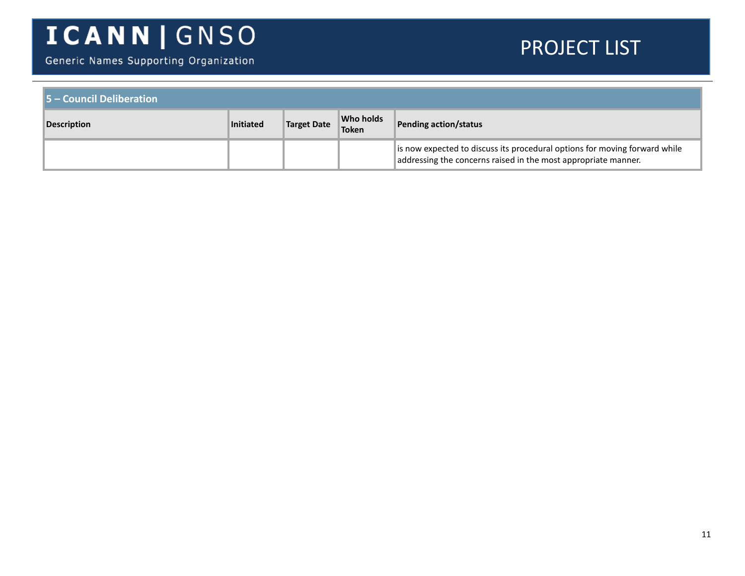| 5 – Council Deliberation | | | | |
|---|---|---|---|---|
| **Description** | **Initiated** | **Target Date** | **Who holds Token** | **Pending action/status** |
| | | | | is now expected to discuss its procedural options for moving forward while addressing the concerns raised in the most appropriate manner. |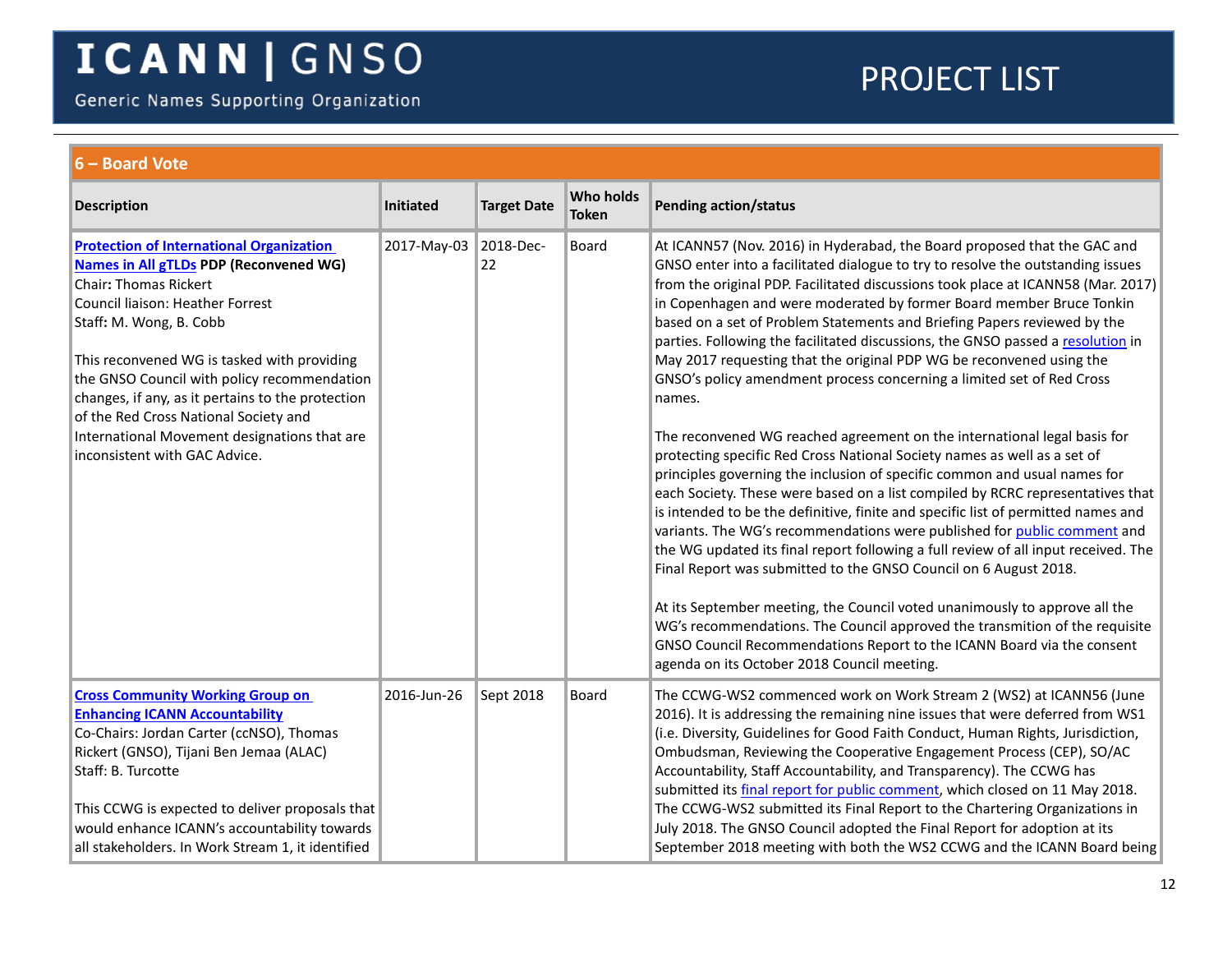# 6 – Board Vote

| Description | Initiated | Target Date | Who holds Token | Pending action/status |
|---|---|---|---|---|
| **Protection of International Organization Names in All gTLDs PDP (Reconvened WG)**<br>Chair: Thomas Rickert<br>Council liaison: Heather Forrest<br>Staff: M. Wong, B. Cobb<br><br>This reconvened WG is tasked with providing the GNSO Council with policy recommendation changes, if any, as it pertains to the protection of the Red Cross National Society and International Movement designations that are inconsistent with GAC Advice. | 2017-May-03 | 2018-Dec-22 | Board | At ICANN57 (Nov. 2016) in Hyderabad, the Board proposed that the GAC and GNSO enter into a facilitated dialogue to try to resolve the outstanding issues from the original PDP. Facilitated discussions took place at ICANN58 (Mar. 2017) in Copenhagen and were moderated by former Board member Bruce Tonkin based on a set of Problem Statements and Briefing Papers reviewed by the parties. Following the facilitated discussions, the GNSO passed a resolution in May 2017 requesting that the original PDP WG be reconvened using the GNSO's policy amendment process concerning a limited set of Red Cross names.<br><br>The reconvened WG reached agreement on the international legal basis for protecting specific Red Cross National Society names as well as a set of principles governing the inclusion of specific common and usual names for each Society. These were based on a list compiled by RCRC representatives that is intended to be the definitive, finite and specific list of permitted names and variants. The WG's recommendations were published for public comment and the WG updated its final report following a full review of all input received. The Final Report was submitted to the GNSO Council on 6 August 2018.<br><br>At its September meeting, the Council voted unanimously to approve all the WG's recommendations. The Council approved the transmition of the requisite GNSO Council Recommendations Report to the ICANN Board via the consent agenda on its October 2018 Council meeting. |
| **Cross Community Working Group on Enhancing ICANN Accountability**<br>Co-Chairs: Jordan Carter (ccNSO), Thomas Rickert (GNSO), Tijani Ben Jemaa (ALAC)<br>Staff: B. Turcotte<br><br>This CCWG is expected to deliver proposals that would enhance ICANN's accountability towards all stakeholders. In Work Stream 1, it identified | 2016-Jun-26 | Sept 2018 | Board | The CCWG-WS2 commenced work on Work Stream 2 (WS2) at ICANN56 (June 2016). It is addressing the remaining nine issues that were deferred from WS1 (i.e. Diversity, Guidelines for Good Faith Conduct, Human Rights, Jurisdiction, Ombudsman, Reviewing the Cooperative Engagement Process (CEP), SO/AC Accountability, Staff Accountability, and Transparency). The CCWG has submitted its final report for public comment, which closed on 11 May 2018. The CCWG-WS2 submitted its Final Report to the Chartering Organizations in July 2018. The GNSO Council adopted the Final Report for adoption at its September 2018 meeting with both the WS2 CCWG and the ICANN Board being |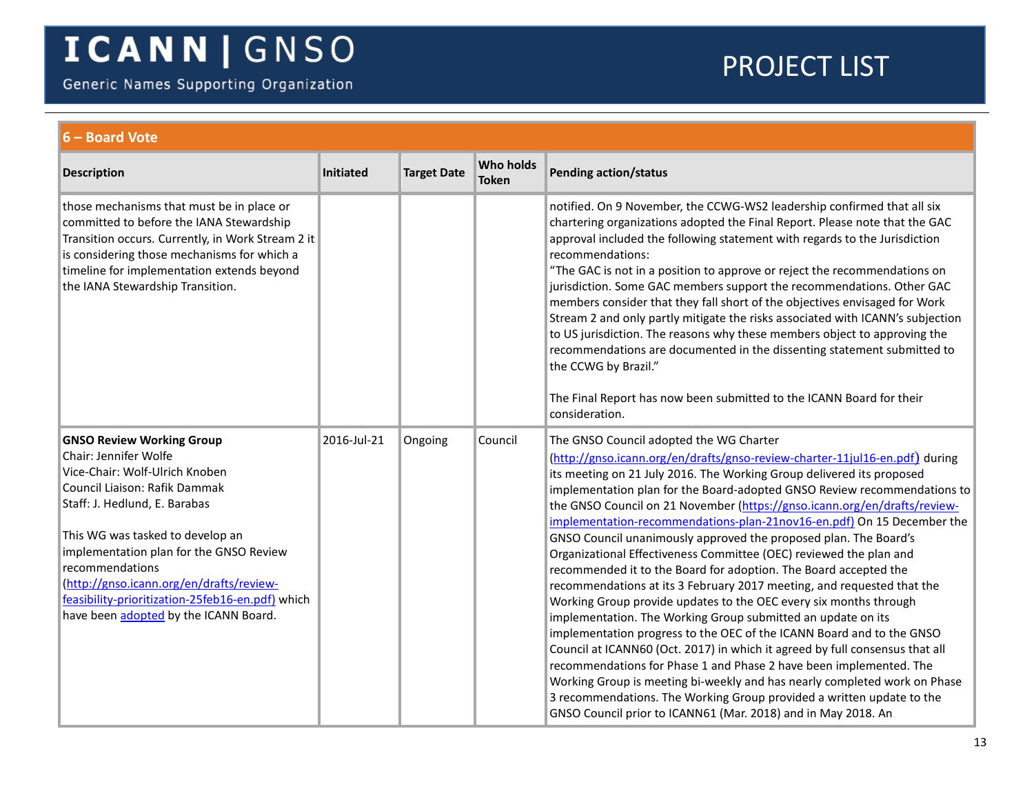## 6 – Board Vote

| Description | Initiated | Target Date | Who holds Token | Pending action/status |
|---|---|---|---|---|
| those mechanisms that must be in place or committed to before the IANA Stewardship Transition occurs. Currently, in Work Stream 2 it is considering those mechanisms for which a timeline for implementation extends beyond the IANA Stewardship Transition. | | | | notified. On 9 November, the CCWG-WS2 leadership confirmed that all six chartering organizations adopted the Final Report. Please note that the GAC approval included the following statement with regards to the Jurisdiction recommendations:<br>"The GAC is not in a position to approve or reject the recommendations on jurisdiction. Some GAC members support the recommendations. Other GAC members consider that they fall short of the objectives envisaged for Work Stream 2 and only partly mitigate the risks associated with ICANN's subjection to US jurisdiction. The reasons why these members object to approving the recommendations are documented in the dissenting statement submitted to the CCWG by Brazil."<br><br>The Final Report has now been submitted to the ICANN Board for their consideration. |
| **GNSO Review Working Group**<br>Chair: Jennifer Wolfe<br>Vice-Chair: Wolf-Ulrich Knoben<br>Council Liaison: Rafik Dammak<br>Staff: J. Hedlund, E. Barabas<br><br>This WG was tasked to develop an implementation plan for the GNSO Review recommendations (http://gnso.icann.org/en/drafts/review-feasibility-prioritization-25feb16-en.pdf) which have been adopted by the ICANN Board. | 2016-Jul-21 | Ongoing | Council | The GNSO Council adopted the WG Charter (http://gnso.icann.org/en/drafts/gnso-review-charter-11jul16-en.pdf) during its meeting on 21 July 2016. The Working Group delivered its proposed implementation plan for the Board-adopted GNSO Review recommendations to the GNSO Council on 21 November (https://gnso.icann.org/en/drafts/review-implementation-recommendations-plan-21nov16-en.pdf) On 15 December the GNSO Council unanimously approved the proposed plan. The Board's Organizational Effectiveness Committee (OEC) reviewed the plan and recommended it to the Board for adoption. The Board accepted the recommendations at its 3 February 2017 meeting, and requested that the Working Group provide updates to the OEC every six months through implementation. The Working Group submitted an update on its implementation progress to the OEC of the ICANN Board and to the GNSO Council at ICANN60 (Oct. 2017) in which it agreed by full consensus that all recommendations for Phase 1 and Phase 2 have been implemented. The Working Group is meeting bi-weekly and has nearly completed work on Phase 3 recommendations. The Working Group provided a written update to the GNSO Council prior to ICANN61 (Mar. 2018) and in May 2018. An |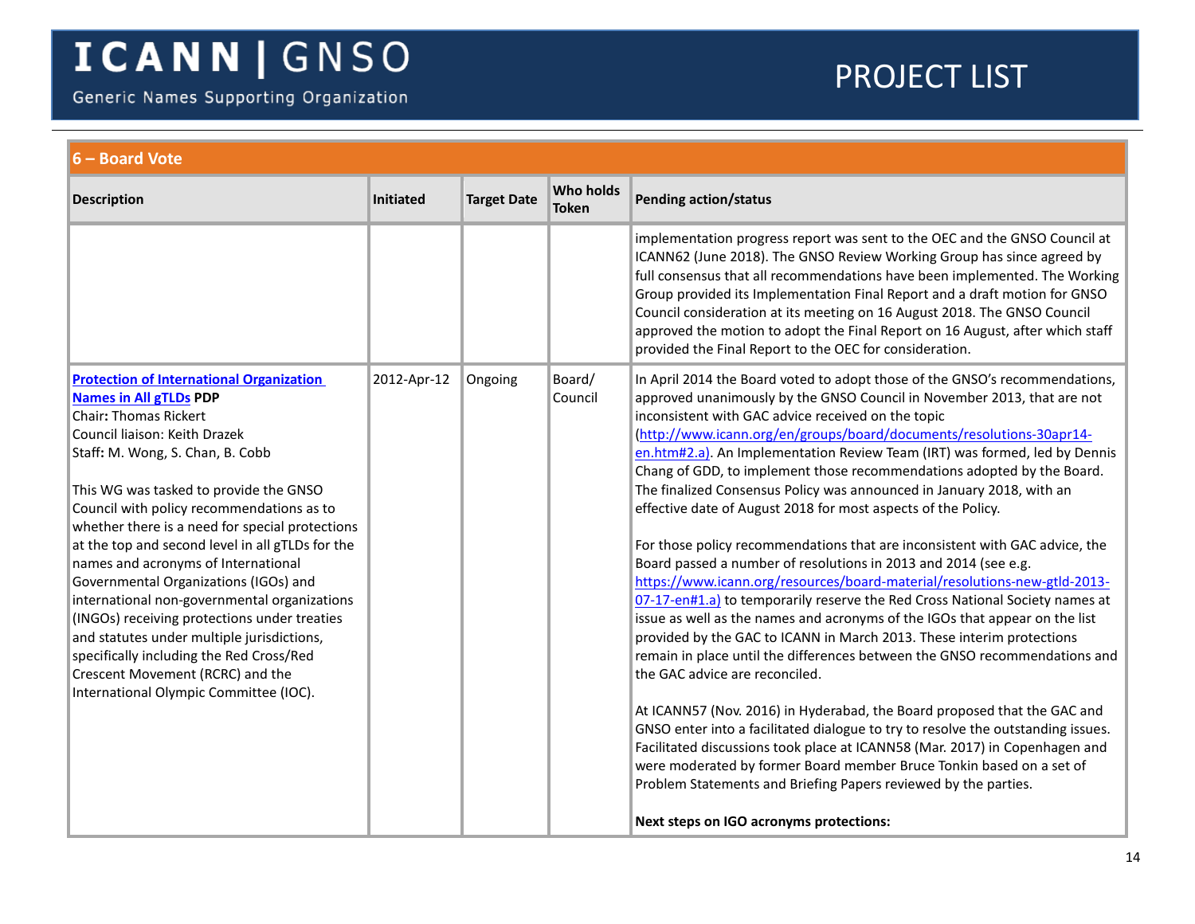## 6 – Board Vote

| Description | Initiated | Target Date | Who holds Token | Pending action/status |
|---|---|---|---|---|
| | | | | implementation progress report was sent to the OEC and the GNSO Council at ICANN62 (June 2018). The GNSO Review Working Group has since agreed by full consensus that all recommendations have been implemented. The Working Group provided its Implementation Final Report and a draft motion for GNSO Council consideration at its meeting on 16 August 2018. The GNSO Council approved the motion to adopt the Final Report on 16 August, after which staff provided the Final Report to the OEC for consideration. |
| **Protection of International Organization Names in All gTLDs PDP**<br>Chair**:** Thomas Rickert<br>Council liaison: Keith Drazek<br>Staff**:** M. Wong, S. Chan, B. Cobb<br><br>This WG was tasked to provide the GNSO Council with policy recommendations as to whether there is a need for special protections at the top and second level in all gTLDs for the names and acronyms of International Governmental Organizations (IGOs) and international non-governmental organizations (INGOs) receiving protections under treaties and statutes under multiple jurisdictions, specifically including the Red Cross/Red Crescent Movement (RCRC) and the International Olympic Committee (IOC). | 2012-Apr-12 | Ongoing | Board/ Council | In April 2014 the Board voted to adopt those of the GNSO's recommendations, approved unanimously by the GNSO Council in November 2013, that are not inconsistent with GAC advice received on the topic (http://www.icann.org/en/groups/board/documents/resolutions-30apr14-en.htm#2.a). An Implementation Review Team (IRT) was formed, led by Dennis Chang of GDD, to implement those recommendations adopted by the Board. The finalized Consensus Policy was announced in January 2018, with an effective date of August 2018 for most aspects of the Policy.<br><br>For those policy recommendations that are inconsistent with GAC advice, the Board passed a number of resolutions in 2013 and 2014 (see e.g. https://www.icann.org/resources/board-material/resolutions-new-gtld-2013-07-17-en#1.a) to temporarily reserve the Red Cross National Society names at issue as well as the names and acronyms of the IGOs that appear on the list provided by the GAC to ICANN in March 2013. These interim protections remain in place until the differences between the GNSO recommendations and the GAC advice are reconciled.<br><br>At ICANN57 (Nov. 2016) in Hyderabad, the Board proposed that the GAC and GNSO enter into a facilitated dialogue to try to resolve the outstanding issues. Facilitated discussions took place at ICANN58 (Mar. 2017) in Copenhagen and were moderated by former Board member Bruce Tonkin based on a set of Problem Statements and Briefing Papers reviewed by the parties.<br><br>**Next steps on IGO acronyms protections:** |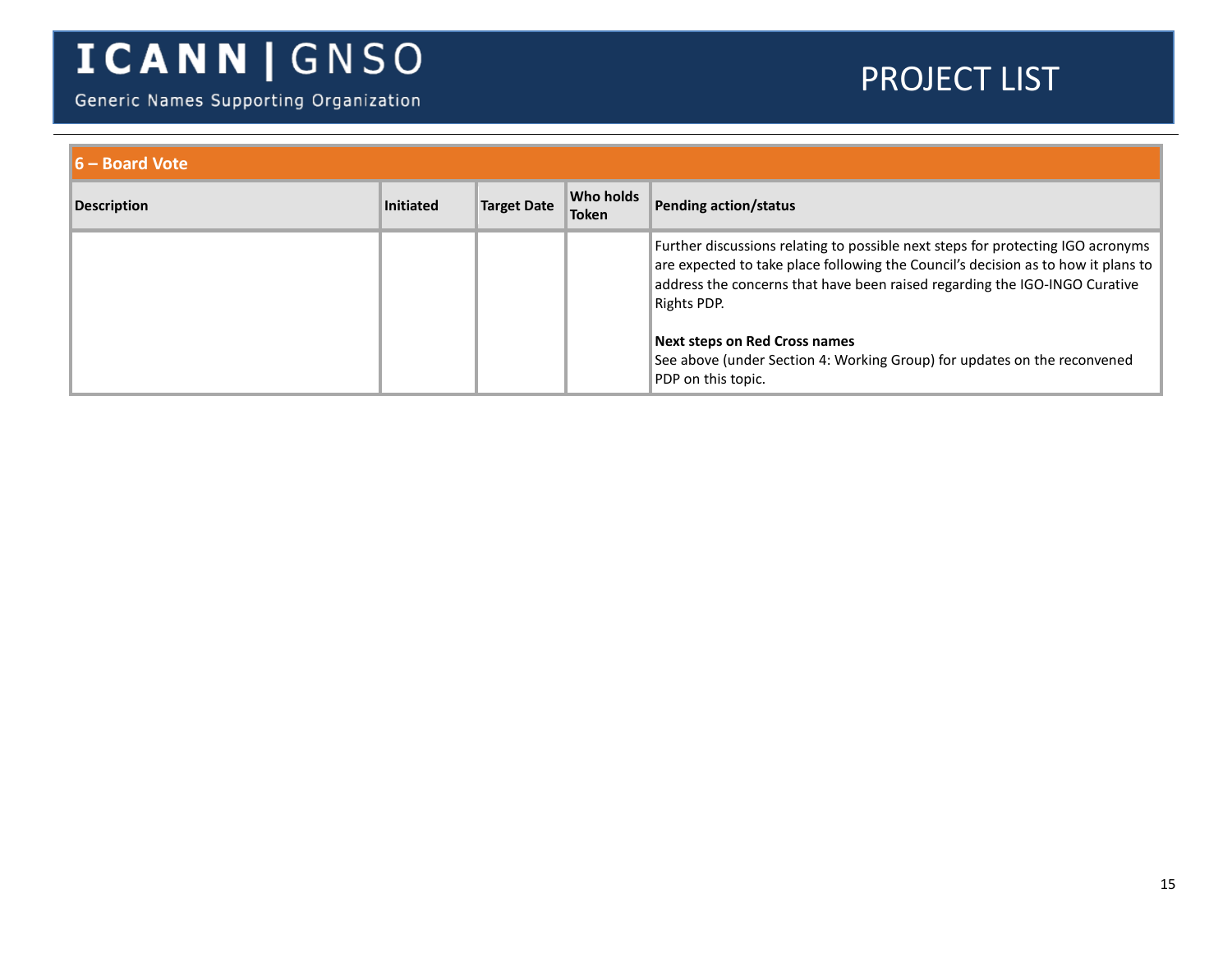## 6 – Board Vote

| Description | Initiated | Target Date | Who holds Token | Pending action/status |
| --- | --- | --- | --- | --- |
| | | | | Further discussions relating to possible next steps for protecting IGO acronyms are expected to take place following the Council's decision as to how it plans to address the concerns that have been raised regarding the IGO-INGO Curative Rights PDP.<br><br>**Next steps on Red Cross names**<br>See above (under Section 4: Working Group) for updates on the reconvened PDP on this topic. |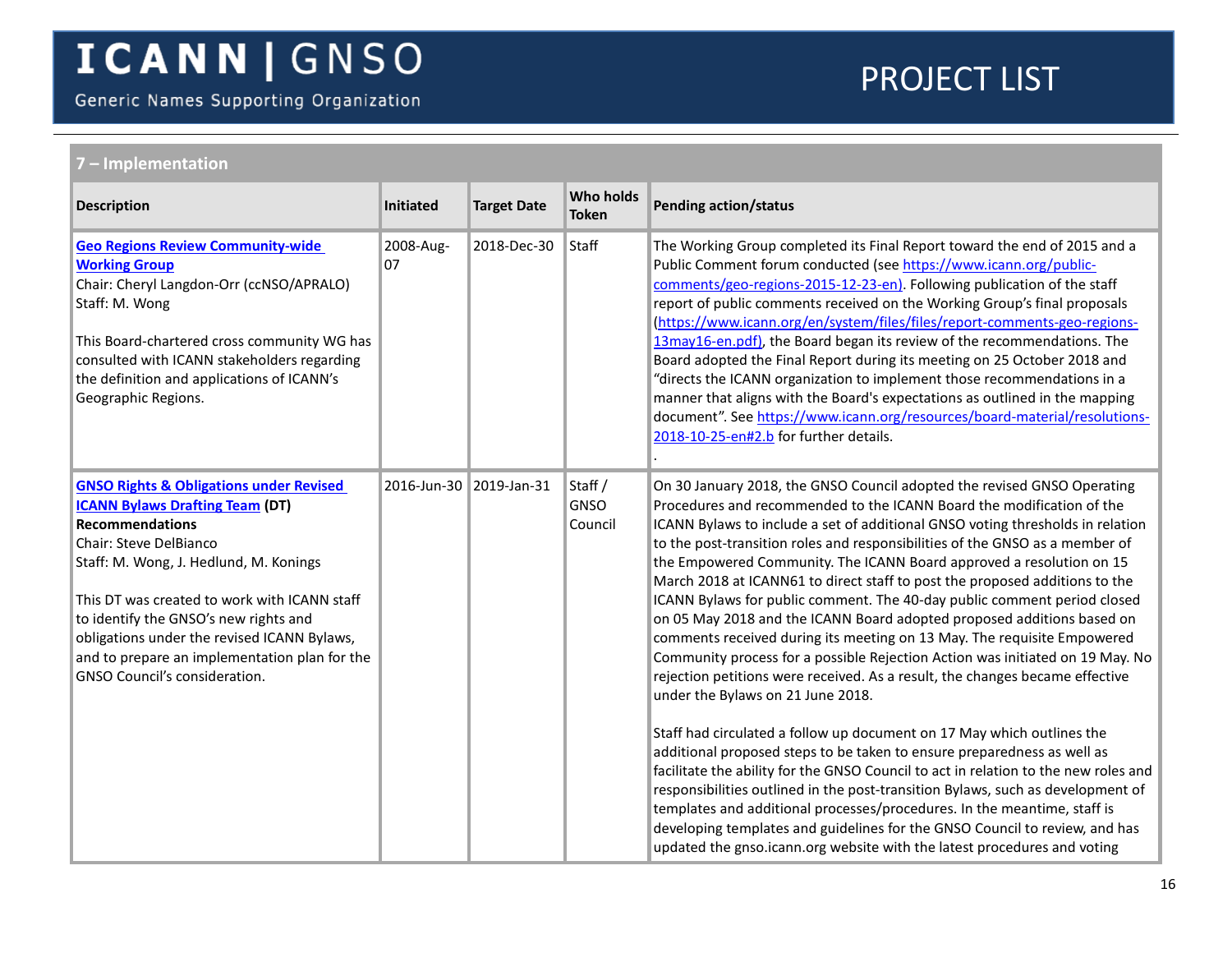## 7 – Implementation

| Description | Initiated | Target Date | Who holds Token | Pending action/status |
|---|---|---|---|---|
| **Geo Regions Review Community-wide Working Group**<br>Chair: Cheryl Langdon-Orr (ccNSO/APRALO)<br>Staff: M. Wong<br><br>This Board-chartered cross community WG has consulted with ICANN stakeholders regarding the definition and applications of ICANN's Geographic Regions. | 2008-Aug-07 | 2018-Dec-30 | Staff | The Working Group completed its Final Report toward the end of 2015 and a Public Comment forum conducted (see https://www.icann.org/public-comments/geo-regions-2015-12-23-en). Following publication of the staff report of public comments received on the Working Group's final proposals (https://www.icann.org/en/system/files/files/report-comments-geo-regions-13may16-en.pdf), the Board began its review of the recommendations. The Board adopted the Final Report during its meeting on 25 October 2018 and "directs the ICANN organization to implement those recommendations in a manner that aligns with the Board's expectations as outlined in the mapping document". See https://www.icann.org/resources/board-material/resolutions-2018-10-25-en#2.b for further details.<br>. |
| **GNSO Rights & Obligations under Revised ICANN Bylaws Drafting Team (DT) Recommendations**<br>Chair: Steve DelBianco<br>Staff: M. Wong, J. Hedlund, M. Konings<br><br>This DT was created to work with ICANN staff to identify the GNSO's new rights and obligations under the revised ICANN Bylaws, and to prepare an implementation plan for the GNSO Council's consideration. | 2016-Jun-30 | 2019-Jan-31 | Staff / GNSO Council | On 30 January 2018, the GNSO Council adopted the revised GNSO Operating Procedures and recommended to the ICANN Board the modification of the ICANN Bylaws to include a set of additional GNSO voting thresholds in relation to the post-transition roles and responsibilities of the GNSO as a member of the Empowered Community. The ICANN Board approved a resolution on 15 March 2018 at ICANN61 to direct staff to post the proposed additions to the ICANN Bylaws for public comment. The 40-day public comment period closed on 05 May 2018 and the ICANN Board adopted proposed additions based on comments received during its meeting on 13 May. The requisite Empowered Community process for a possible Rejection Action was initiated on 19 May. No rejection petitions were received. As a result, the changes became effective under the Bylaws on 21 June 2018.<br><br>Staff had circulated a follow up document on 17 May which outlines the additional proposed steps to be taken to ensure preparedness as well as facilitate the ability for the GNSO Council to act in relation to the new roles and responsibilities outlined in the post-transition Bylaws, such as development of templates and additional processes/procedures. In the meantime, staff is developing templates and guidelines for the GNSO Council to review, and has updated the gnso.icann.org website with the latest procedures and voting |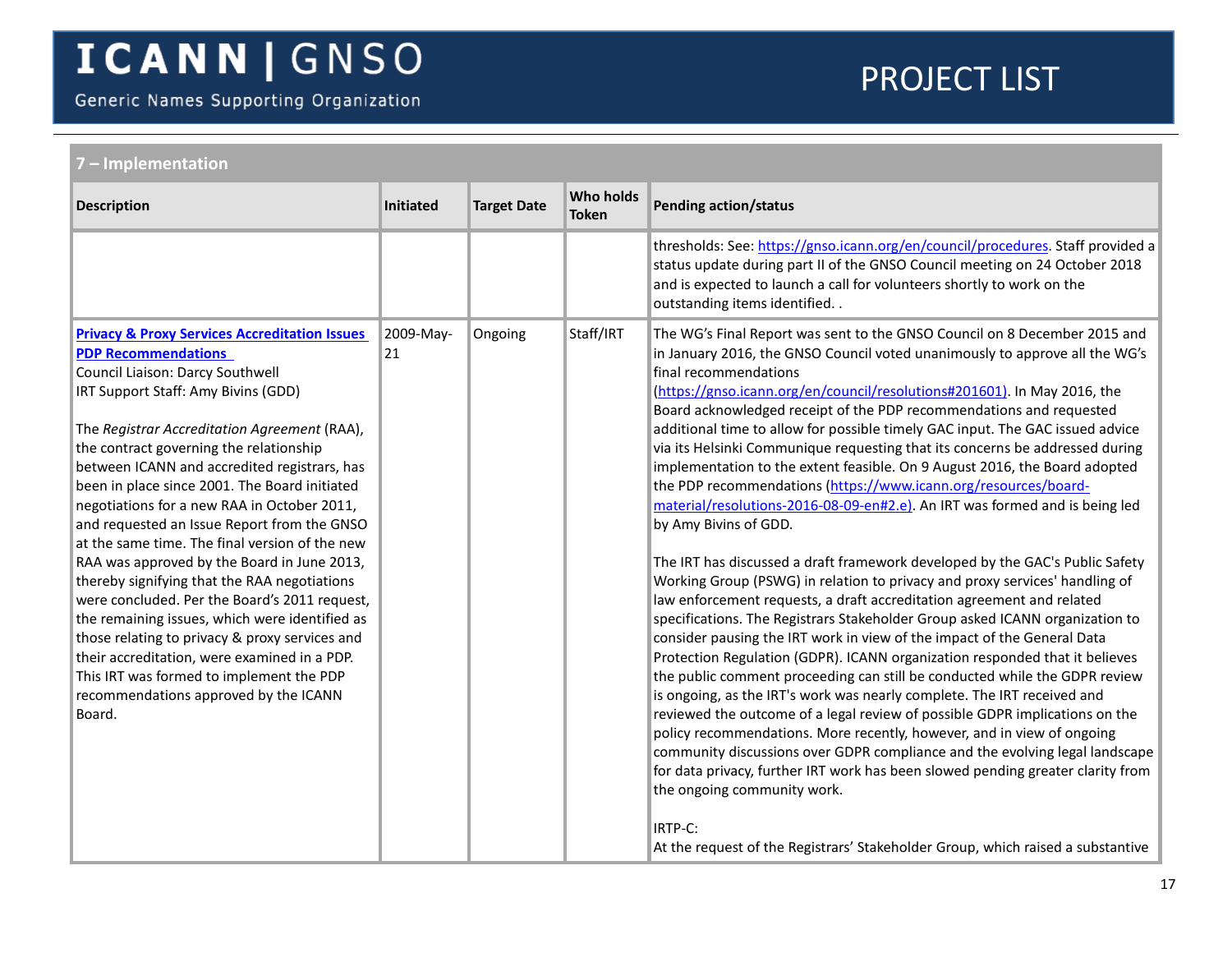## 7 – Implementation

| Description | Initiated | Target Date | Who holds Token | Pending action/status |
|---|---|---|---|---|
| | | | | thresholds: See: https://gnso.icann.org/en/council/procedures. Staff provided a status update during part II of the GNSO Council meeting on 24 October 2018 and is expected to launch a call for volunteers shortly to work on the outstanding items identified. . |
| **Privacy & Proxy Services Accreditation Issues PDP Recommendations**<br>Council Liaison: Darcy Southwell<br>IRT Support Staff: Amy Bivins (GDD)<br><br>The *Registrar Accreditation Agreement* (RAA), the contract governing the relationship between ICANN and accredited registrars, has been in place since 2001. The Board initiated negotiations for a new RAA in October 2011, and requested an Issue Report from the GNSO at the same time. The final version of the new RAA was approved by the Board in June 2013, thereby signifying that the RAA negotiations were concluded. Per the Board's 2011 request, the remaining issues, which were identified as those relating to privacy & proxy services and their accreditation, were examined in a PDP. This IRT was formed to implement the PDP recommendations approved by the ICANN Board. | 2009-May-21 | Ongoing | Staff/IRT | The WG's Final Report was sent to the GNSO Council on 8 December 2015 and in January 2016, the GNSO Council voted unanimously to approve all the WG's final recommendations (https://gnso.icann.org/en/council/resolutions#201601). In May 2016, the Board acknowledged receipt of the PDP recommendations and requested additional time to allow for possible timely GAC input. The GAC issued advice via its Helsinki Communique requesting that its concerns be addressed during implementation to the extent feasible. On 9 August 2016, the Board adopted the PDP recommendations (https://www.icann.org/resources/board-material/resolutions-2016-08-09-en#2.e). An IRT was formed and is being led by Amy Bivins of GDD.<br><br>The IRT has discussed a draft framework developed by the GAC's Public Safety Working Group (PSWG) in relation to privacy and proxy services' handling of law enforcement requests, a draft accreditation agreement and related specifications. The Registrars Stakeholder Group asked ICANN organization to consider pausing the IRT work in view of the impact of the General Data Protection Regulation (GDPR). ICANN organization responded that it believes the public comment proceeding can still be conducted while the GDPR review is ongoing, as the IRT's work was nearly complete. The IRT received and reviewed the outcome of a legal review of possible GDPR implications on the policy recommendations. More recently, however, and in view of ongoing community discussions over GDPR compliance and the evolving legal landscape for data privacy, further IRT work has been slowed pending greater clarity from the ongoing community work.<br><br>IRTP-C:<br>At the request of the Registrars' Stakeholder Group, which raised a substantive |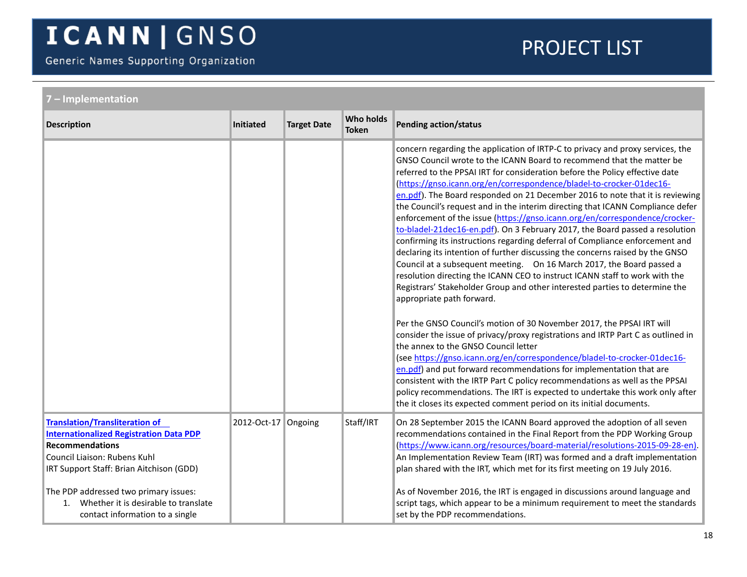## 7 – Implementation

| Description | Initiated | Target Date | Who holds Token | Pending action/status |
|---|---|---|---|---|
| | | | | concern regarding the application of IRTP-C to privacy and proxy services, the GNSO Council wrote to the ICANN Board to recommend that the matter be referred to the PPSAI IRT for consideration before the Policy effective date (https://gnso.icann.org/en/correspondence/bladel-to-crocker-01dec16-en.pdf). The Board responded on 21 December 2016 to note that it is reviewing the Council's request and in the interim directing that ICANN Compliance defer enforcement of the issue (https://gnso.icann.org/en/correspondence/crocker-to-bladel-21dec16-en.pdf). On 3 February 2017, the Board passed a resolution confirming its instructions regarding deferral of Compliance enforcement and declaring its intention of further discussing the concerns raised by the GNSO Council at a subsequent meeting. On 16 March 2017, the Board passed a resolution directing the ICANN CEO to instruct ICANN staff to work with the Registrars' Stakeholder Group and other interested parties to determine the appropriate path forward.<br><br>Per the GNSO Council's motion of 30 November 2017, the PPSAI IRT will consider the issue of privacy/proxy registrations and IRTP Part C as outlined in the annex to the GNSO Council letter (see https://gnso.icann.org/en/correspondence/bladel-to-crocker-01dec16-en.pdf) and put forward recommendations for implementation that are consistent with the IRTP Part C policy recommendations as well as the PPSAI policy recommendations. The IRT is expected to undertake this work only after the it closes its expected comment period on its initial documents. |
| **Translation/Transliteration of Internationalized Registration Data PDP Recommendations**<br>Council Liaison: Rubens Kuhl<br>IRT Support Staff: Brian Aitchison (GDD)<br><br>The PDP addressed two primary issues:<br>1. Whether it is desirable to translate contact information to a single | 2012-Oct-17 | Ongoing | Staff/IRT | On 28 September 2015 the ICANN Board approved the adoption of all seven recommendations contained in the Final Report from the PDP Working Group (https://www.icann.org/resources/board-material/resolutions-2015-09-28-en). An Implementation Review Team (IRT) was formed and a draft implementation plan shared with the IRT, which met for its first meeting on 19 July 2016.<br><br>As of November 2016, the IRT is engaged in discussions around language and script tags, which appear to be a minimum requirement to meet the standards set by the PDP recommendations. |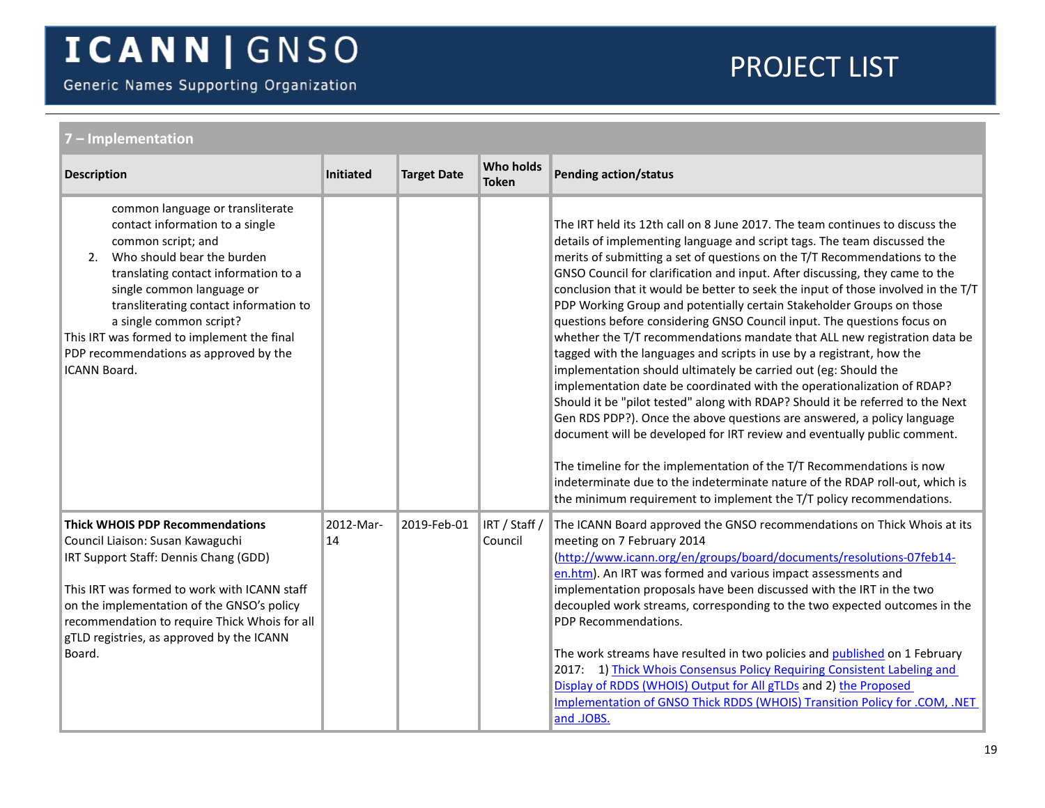## 7 – Implementation

| Description | Initiated | Target Date | Who holds Token | Pending action/status |
|---|---|---|---|---|
| common language or transliterate contact information to a single common script; and<br>2. Who should bear the burden translating contact information to a single common language or transliterating contact information to a single common script?<br>This IRT was formed to implement the final PDP recommendations as approved by the ICANN Board. | | | | The IRT held its 12th call on 8 June 2017. The team continues to discuss the details of implementing language and script tags. The team discussed the merits of submitting a set of questions on the T/T Recommendations to the GNSO Council for clarification and input. After discussing, they came to the conclusion that it would be better to seek the input of those involved in the T/T PDP Working Group and potentially certain Stakeholder Groups on those questions before considering GNSO Council input. The questions focus on whether the T/T recommendations mandate that ALL new registration data be tagged with the languages and scripts in use by a registrant, how the implementation should ultimately be carried out (eg: Should the implementation date be coordinated with the operationalization of RDAP? Should it be "pilot tested" along with RDAP? Should it be referred to the Next Gen RDS PDP?). Once the above questions are answered, a policy language document will be developed for IRT review and eventually public comment.<br><br>The timeline for the implementation of the T/T Recommendations is now indeterminate due to the indeterminate nature of the RDAP roll-out, which is the minimum requirement to implement the T/T policy recommendations. |
| **Thick WHOIS PDP Recommendations**<br>Council Liaison: Susan Kawaguchi<br>IRT Support Staff: Dennis Chang (GDD)<br><br>This IRT was formed to work with ICANN staff on the implementation of the GNSO's policy recommendation to require Thick Whois for all gTLD registries, as approved by the ICANN Board. | 2012-Mar-14 | 2019-Feb-01 | IRT / Staff / Council | The ICANN Board approved the GNSO recommendations on Thick Whois at its meeting on 7 February 2014 (http://www.icann.org/en/groups/board/documents/resolutions-07feb14-en.htm). An IRT was formed and various impact assessments and implementation proposals have been discussed with the IRT in the two decoupled work streams, corresponding to the two expected outcomes in the PDP Recommendations.<br><br>The work streams have resulted in two policies and published on 1 February 2017: 1) Thick Whois Consensus Policy Requiring Consistent Labeling and Display of RDDS (WHOIS) Output for All gTLDs and 2) the Proposed Implementation of GNSO Thick RDDS (WHOIS) Transition Policy for .COM, .NET and .JOBS. |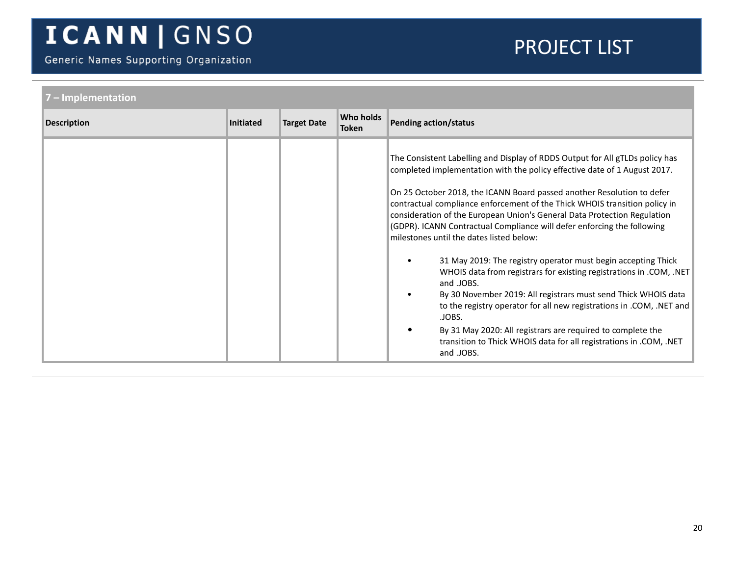| 7 – Implementation | | | | |
|---|---|---|---|---|
| **Description** | **Initiated** | **Target Date** | **Who holds Token** | **Pending action/status** |
| | | | | The Consistent Labelling and Display of RDDS Output for All gTLDs policy has completed implementation with the policy effective date of 1 August 2017.<br><br>On 25 October 2018, the ICANN Board passed another Resolution to defer contractual compliance enforcement of the Thick WHOIS transition policy in consideration of the European Union's General Data Protection Regulation (GDPR). ICANN Contractual Compliance will defer enforcing the following milestones until the dates listed below:<br><br>• 31 May 2019: The registry operator must begin accepting Thick WHOIS data from registrars for existing registrations in .COM, .NET and .JOBS.<br>• By 30 November 2019: All registrars must send Thick WHOIS data to the registry operator for all new registrations in .COM, .NET and .JOBS.<br>• By 31 May 2020: All registrars are required to complete the transition to Thick WHOIS data for all registrations in .COM, .NET and .JOBS. |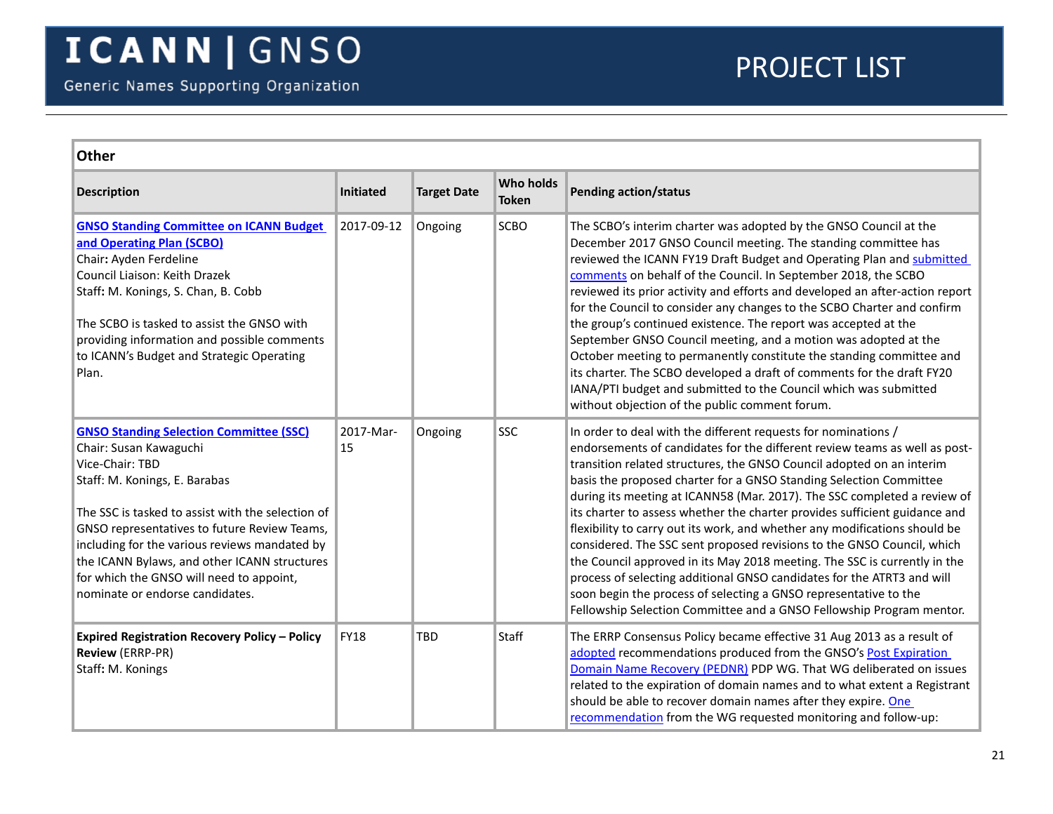| Other | | | | |
|---|---|---|---|---|
| **Description** | **Initiated** | **Target Date** | **Who holds Token** | **Pending action/status** |
| **GNSO Standing Committee on ICANN Budget and Operating Plan (SCBO)**<br>Chair: Ayden Ferdeline<br>Council Liaison: Keith Drazek<br>Staff: M. Konings, S. Chan, B. Cobb<br><br>The SCBO is tasked to assist the GNSO with providing information and possible comments to ICANN's Budget and Strategic Operating Plan. | 2017-09-12 | Ongoing | SCBO | The SCBO's interim charter was adopted by the GNSO Council at the December 2017 GNSO Council meeting. The standing committee has reviewed the ICANN FY19 Draft Budget and Operating Plan and submitted comments on behalf of the Council. In September 2018, the SCBO reviewed its prior activity and efforts and developed an after-action report for the Council to consider any changes to the SCBO Charter and confirm the group's continued existence. The report was accepted at the September GNSO Council meeting, and a motion was adopted at the October meeting to permanently constitute the standing committee and its charter. The SCBO developed a draft of comments for the draft FY20 IANA/PTI budget and submitted to the Council which was submitted without objection of the public comment forum. |
| **GNSO Standing Selection Committee (SSC)**<br>Chair: Susan Kawaguchi<br>Vice-Chair: TBD<br>Staff: M. Konings, E. Barabas<br><br>The SSC is tasked to assist with the selection of GNSO representatives to future Review Teams, including for the various reviews mandated by the ICANN Bylaws, and other ICANN structures for which the GNSO will need to appoint, nominate or endorse candidates. | 2017-Mar-15 | Ongoing | SSC | In order to deal with the different requests for nominations / endorsements of candidates for the different review teams as well as post-transition related structures, the GNSO Council adopted on an interim basis the proposed charter for a GNSO Standing Selection Committee during its meeting at ICANN58 (Mar. 2017). The SSC completed a review of its charter to assess whether the charter provides sufficient guidance and flexibility to carry out its work, and whether any modifications should be considered. The SSC sent proposed revisions to the GNSO Council, which the Council approved in its May 2018 meeting. The SSC is currently in the process of selecting additional GNSO candidates for the ATRT3 and will soon begin the process of selecting a GNSO representative to the Fellowship Selection Committee and a GNSO Fellowship Program mentor. |
| **Expired Registration Recovery Policy – Policy Review** (ERRP-PR)<br>Staff: M. Konings | FY18 | TBD | Staff | The ERRP Consensus Policy became effective 31 Aug 2013 as a result of adopted recommendations produced from the GNSO's Post Expiration Domain Name Recovery (PEDNR) PDP WG. That WG deliberated on issues related to the expiration of domain names and to what extent a Registrant should be able to recover domain names after they expire. One recommendation from the WG requested monitoring and follow-up: |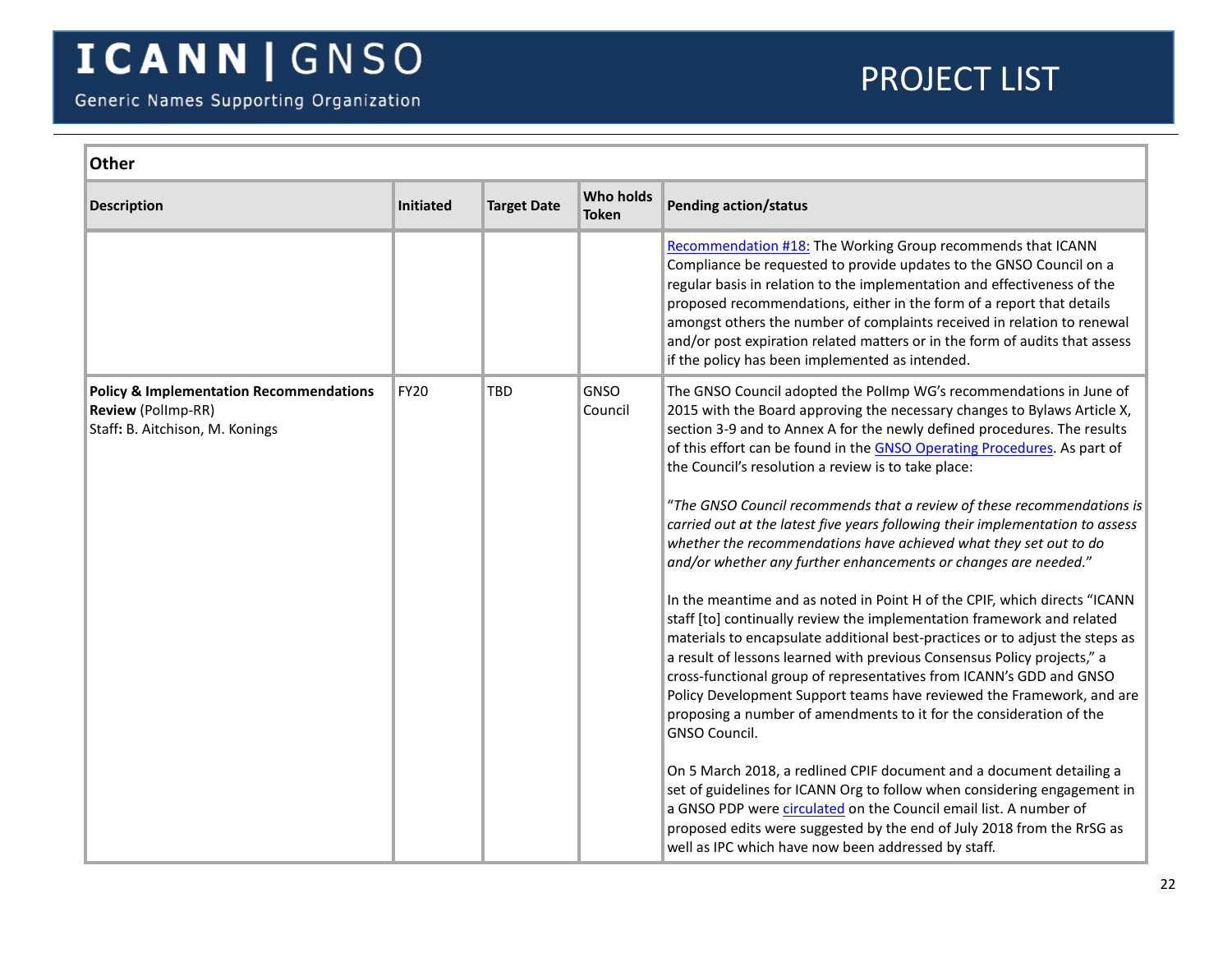| Other | | | | |
|---|---|---|---|---|
| **Description** | **Initiated** | **Target Date** | **Who holds Token** | **Pending action/status** |
| | | | | Recommendation #18: The Working Group recommends that ICANN Compliance be requested to provide updates to the GNSO Council on a regular basis in relation to the implementation and effectiveness of the proposed recommendations, either in the form of a report that details amongst others the number of complaints received in relation to renewal and/or post expiration related matters or in the form of audits that assess if the policy has been implemented as intended. |
| **Policy & Implementation Recommendations Review** (PolImp-RR)<br>Staff**:** B. Aitchison, M. Konings | FY20 | TBD | GNSO Council | The GNSO Council adopted the PolImp WG's recommendations in June of 2015 with the Board approving the necessary changes to Bylaws Article X, section 3-9 and to Annex A for the newly defined procedures. The results of this effort can be found in the GNSO Operating Procedures. As part of the Council's resolution a review is to take place:<br><br>"*The GNSO Council recommends that a review of these recommendations is carried out at the latest five years following their implementation to assess whether the recommendations have achieved what they set out to do and/or whether any further enhancements or changes are needed.*"<br><br>In the meantime and as noted in Point H of the CPIF, which directs "ICANN staff [to] continually review the implementation framework and related materials to encapsulate additional best-practices or to adjust the steps as a result of lessons learned with previous Consensus Policy projects," a cross-functional group of representatives from ICANN's GDD and GNSO Policy Development Support teams have reviewed the Framework, and are proposing a number of amendments to it for the consideration of the GNSO Council.<br><br>On 5 March 2018, a redlined CPIF document and a document detailing a set of guidelines for ICANN Org to follow when considering engagement in a GNSO PDP were circulated on the Council email list. A number of proposed edits were suggested by the end of July 2018 from the RrSG as well as IPC which have now been addressed by staff. |